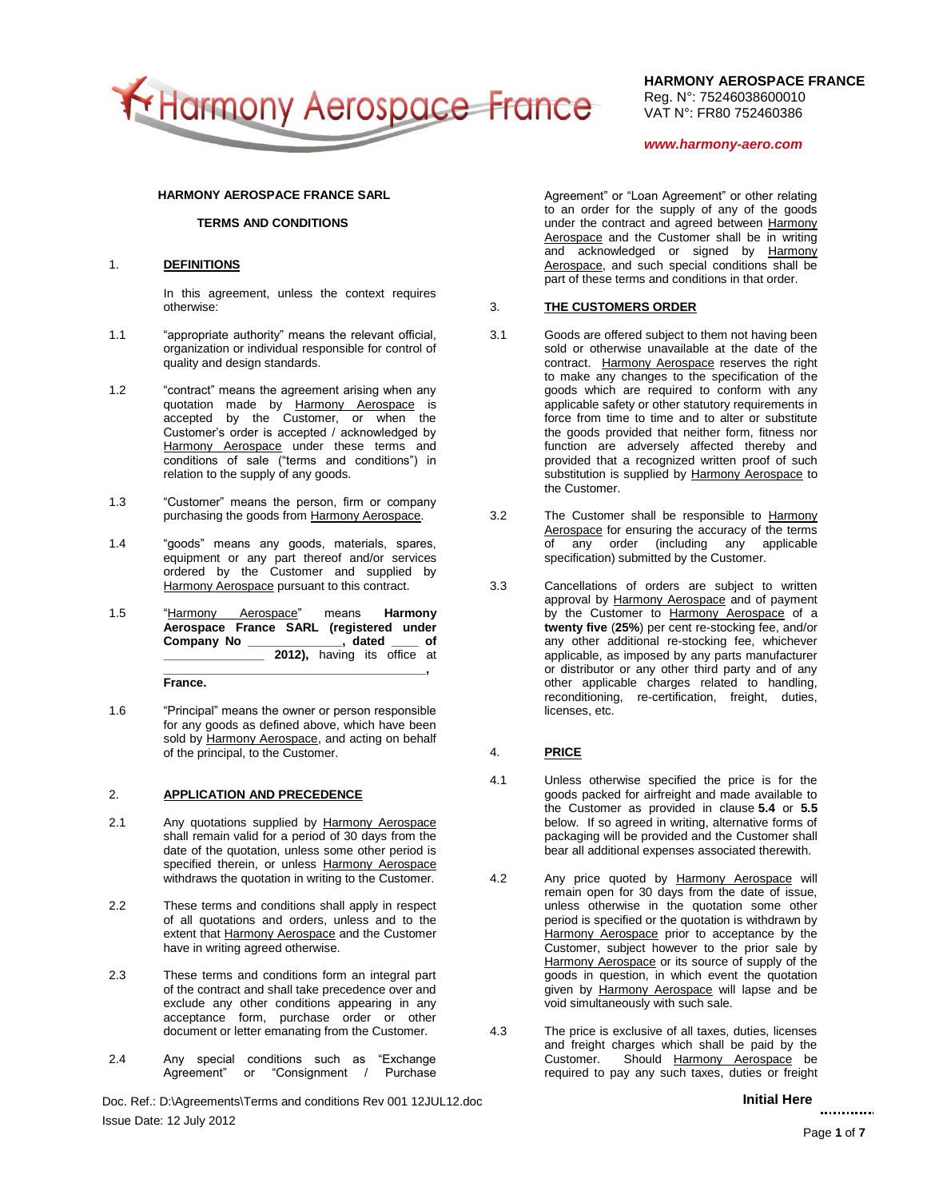**HARMONY AEROSPACE FRANCE**
Reg. N°: 75246038600010
VAT N°: FR80 752460386

***www.harmony-aero.com***

**HARMONY AEROSPACE FRANCE SARL**

**TERMS AND CONDITIONS**

## 1. DEFINITIONS

In this agreement, unless the context requires otherwise:

1.1 "appropriate authority" means the relevant official, organization or individual responsible for control of quality and design standards.

1.2 "contract" means the agreement arising when any quotation made by Harmony Aerospace is accepted by the Customer, or when the Customer's order is accepted / acknowledged by Harmony Aerospace under these terms and conditions of sale ("terms and conditions") in relation to the supply of any goods.

1.3 "Customer" means the person, firm or company purchasing the goods from Harmony Aerospace.

1.4 "goods" means any goods, materials, spares, equipment or any part thereof and/or services ordered by the Customer and supplied by Harmony Aerospace pursuant to this contract.

1.5 "Harmony Aerospace" means **Harmony Aerospace France SARL (registered under Company No _____________, dated ____ of _______________ 2012),** having its office at _______________________________________, **France.**

1.6 "Principal" means the owner or person responsible for any goods as defined above, which have been sold by Harmony Aerospace, and acting on behalf of the principal, to the Customer.

## 2. APPLICATION AND PRECEDENCE

2.1 Any quotations supplied by Harmony Aerospace shall remain valid for a period of 30 days from the date of the quotation, unless some other period is specified therein, or unless Harmony Aerospace withdraws the quotation in writing to the Customer.

2.2 These terms and conditions shall apply in respect of all quotations and orders, unless and to the extent that Harmony Aerospace and the Customer have in writing agreed otherwise.

2.3 These terms and conditions form an integral part of the contract and shall take precedence over and exclude any other conditions appearing in any acceptance form, purchase order or other document or letter emanating from the Customer.

2.4 Any special conditions such as "Exchange Agreement" or "Consignment / Purchase Agreement" or "Loan Agreement" or other relating to an order for the supply of any of the goods under the contract and agreed between Harmony Aerospace and the Customer shall be in writing and acknowledged or signed by Harmony Aerospace, and such special conditions shall be part of these terms and conditions in that order.

## 3. THE CUSTOMERS ORDER

3.1 Goods are offered subject to them not having been sold or otherwise unavailable at the date of the contract. Harmony Aerospace reserves the right to make any changes to the specification of the goods which are required to conform with any applicable safety or other statutory requirements in force from time to time and to alter or substitute the goods provided that neither form, fitness nor function are adversely affected thereby and provided that a recognized written proof of such substitution is supplied by Harmony Aerospace to the Customer.

3.2 The Customer shall be responsible to Harmony Aerospace for ensuring the accuracy of the terms of any order (including any applicable specification) submitted by the Customer.

3.3 Cancellations of orders are subject to written approval by Harmony Aerospace and of payment by the Customer to Harmony Aerospace of a **twenty five** (**25%**) per cent re-stocking fee, and/or any other additional re-stocking fee, whichever applicable, as imposed by any parts manufacturer or distributor or any other third party and of any other applicable charges related to handling, reconditioning, re-certification, freight, duties, licenses, etc.

## 4. PRICE

4.1 Unless otherwise specified the price is for the goods packed for airfreight and made available to the Customer as provided in clause **5.4** or **5.5** below. If so agreed in writing, alternative forms of packaging will be provided and the Customer shall bear all additional expenses associated therewith.

4.2 Any price quoted by Harmony Aerospace will remain open for 30 days from the date of issue, unless otherwise in the quotation some other period is specified or the quotation is withdrawn by Harmony Aerospace prior to acceptance by the Customer, subject however to the prior sale by Harmony Aerospace or its source of supply of the goods in question, in which event the quotation given by Harmony Aerospace will lapse and be void simultaneously with such sale.

4.3 The price is exclusive of all taxes, duties, licenses and freight charges which shall be paid by the Customer. Should Harmony Aerospace be required to pay any such taxes, duties or freight

Doc. Ref.: D:\Agreements\Terms and conditions Rev 001 12JUL12.doc
Issue Date: 12 July 2012

**Initial Here** ...........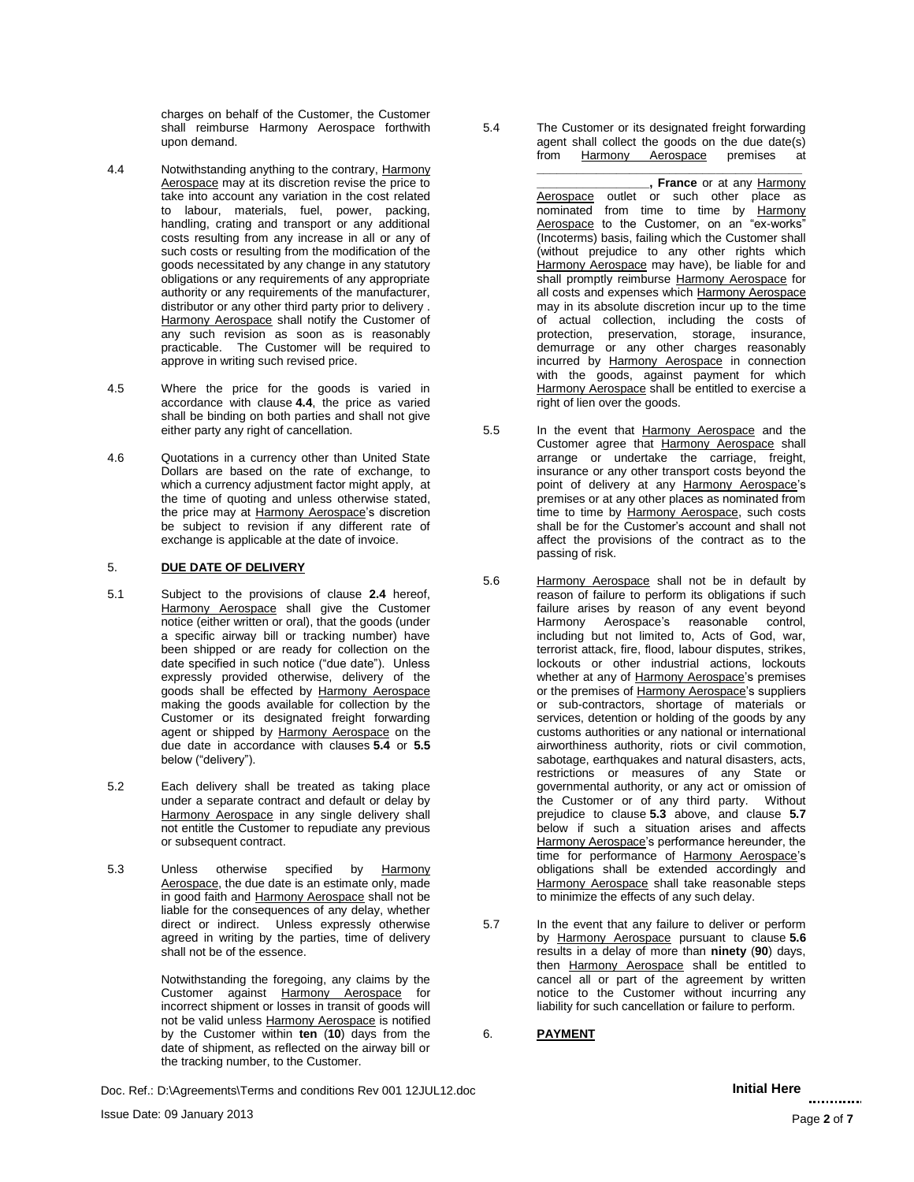charges on behalf of the Customer, the Customer shall reimburse Harmony Aerospace forthwith upon demand.

4.4 Notwithstanding anything to the contrary, Harmony Aerospace may at its discretion revise the price to take into account any variation in the cost related to labour, materials, fuel, power, packing, handling, crating and transport or any additional costs resulting from any increase in all or any of such costs or resulting from the modification of the goods necessitated by any change in any statutory obligations or any requirements of any appropriate authority or any requirements of the manufacturer, distributor or any other third party prior to delivery . Harmony Aerospace shall notify the Customer of any such revision as soon as is reasonably practicable. The Customer will be required to approve in writing such revised price.

4.5 Where the price for the goods is varied in accordance with clause **4.4**, the price as varied shall be binding on both parties and shall not give either party any right of cancellation.

4.6 Quotations in a currency other than United State Dollars are based on the rate of exchange, to which a currency adjustment factor might apply, at the time of quoting and unless otherwise stated, the price may at Harmony Aerospace's discretion be subject to revision if any different rate of exchange is applicable at the date of invoice.

## 5. DUE DATE OF DELIVERY

5.1 Subject to the provisions of clause **2.4** hereof, Harmony Aerospace shall give the Customer notice (either written or oral), that the goods (under a specific airway bill or tracking number) have been shipped or are ready for collection on the date specified in such notice ("due date"). Unless expressly provided otherwise, delivery of the goods shall be effected by Harmony Aerospace making the goods available for collection by the Customer or its designated freight forwarding agent or shipped by Harmony Aerospace on the due date in accordance with clauses **5.4** or **5.5** below ("delivery").

5.2 Each delivery shall be treated as taking place under a separate contract and default or delay by Harmony Aerospace in any single delivery shall not entitle the Customer to repudiate any previous or subsequent contract.

5.3 Unless otherwise specified by Harmony Aerospace, the due date is an estimate only, made in good faith and Harmony Aerospace shall not be liable for the consequences of any delay, whether direct or indirect. Unless expressly otherwise agreed in writing by the parties, time of delivery shall not be of the essence.

Notwithstanding the foregoing, any claims by the Customer against Harmony Aerospace for incorrect shipment or losses in transit of goods will not be valid unless Harmony Aerospace is notified by the Customer within **ten** (**10**) days from the date of shipment, as reflected on the airway bill or the tracking number, to the Customer.

5.4 The Customer or its designated freight forwarding agent shall collect the goods on the due date(s) from Harmony Aerospace premises at ________________________________________ **, France** or at any Harmony Aerospace outlet or such other place as nominated from time to time by Harmony Aerospace to the Customer, on an "ex-works" (Incoterms) basis, failing which the Customer shall (without prejudice to any other rights which Harmony Aerospace may have), be liable for and shall promptly reimburse Harmony Aerospace for all costs and expenses which Harmony Aerospace may in its absolute discretion incur up to the time of actual collection, including the costs of protection, preservation, storage, insurance, demurrage or any other charges reasonably incurred by Harmony Aerospace in connection with the goods, against payment for which Harmony Aerospace shall be entitled to exercise a right of lien over the goods.

5.5 In the event that Harmony Aerospace and the Customer agree that Harmony Aerospace shall arrange or undertake the carriage, freight, insurance or any other transport costs beyond the point of delivery at any Harmony Aerospace's premises or at any other places as nominated from time to time by Harmony Aerospace, such costs shall be for the Customer's account and shall not affect the provisions of the contract as to the passing of risk.

5.6 Harmony Aerospace shall not be in default by reason of failure to perform its obligations if such failure arises by reason of any event beyond Harmony Aerospace's reasonable control, including but not limited to, Acts of God, war, terrorist attack, fire, flood, labour disputes, strikes, lockouts or other industrial actions, lockouts whether at any of Harmony Aerospace's premises or the premises of Harmony Aerospace's suppliers or sub-contractors, shortage of materials or services, detention or holding of the goods by any customs authorities or any national or international airworthiness authority, riots or civil commotion, sabotage, earthquakes and natural disasters, acts, restrictions or measures of any State or governmental authority, or any act or omission of the Customer or of any third party. Without prejudice to clause **5.3** above, and clause **5.7** below if such a situation arises and affects Harmony Aerospace's performance hereunder, the time for performance of Harmony Aerospace's obligations shall be extended accordingly and Harmony Aerospace shall take reasonable steps to minimize the effects of any such delay.

5.7 In the event that any failure to deliver or perform by Harmony Aerospace pursuant to clause **5.6** results in a delay of more than **ninety** (**90**) days, then Harmony Aerospace shall be entitled to cancel all or part of the agreement by written notice to the Customer without incurring any liability for such cancellation or failure to perform.

## 6. PAYMENT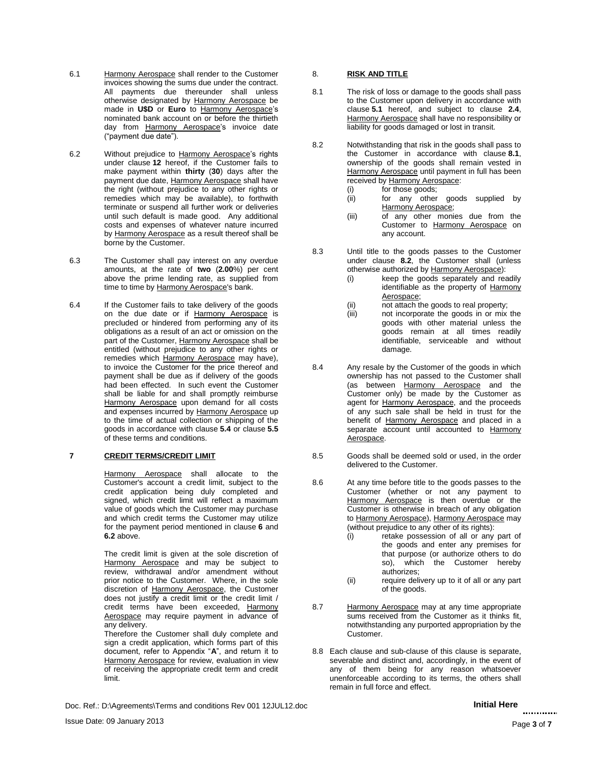6.1 Harmony Aerospace shall render to the Customer invoices showing the sums due under the contract. All payments due thereunder shall unless otherwise designated by Harmony Aerospace be made in **U$D** or **Euro** to Harmony Aerospace's nominated bank account on or before the thirtieth day from Harmony Aerospace's invoice date ("payment due date").

6.2 Without prejudice to Harmony Aerospace's rights under clause **12** hereof, if the Customer fails to make payment within **thirty** (**30**) days after the payment due date, Harmony Aerospace shall have the right (without prejudice to any other rights or remedies which may be available), to forthwith terminate or suspend all further work or deliveries until such default is made good. Any additional costs and expenses of whatever nature incurred by Harmony Aerospace as a result thereof shall be borne by the Customer.

6.3 The Customer shall pay interest on any overdue amounts, at the rate of **two** (**2.00**%) per cent above the prime lending rate, as supplied from time to time by Harmony Aerospace's bank.

6.4 If the Customer fails to take delivery of the goods on the due date or if Harmony Aerospace is precluded or hindered from performing any of its obligations as a result of an act or omission on the part of the Customer, Harmony Aerospace shall be entitled (without prejudice to any other rights or remedies which Harmony Aerospace may have), to invoice the Customer for the price thereof and payment shall be due as if delivery of the goods had been effected. In such event the Customer shall be liable for and shall promptly reimburse Harmony Aerospace upon demand for all costs and expenses incurred by Harmony Aerospace up to the time of actual collection or shipping of the goods in accordance with clause **5.4** or clause **5.5** of these terms and conditions.

## 7 CREDIT TERMS/CREDIT LIMIT

Harmony Aerospace shall allocate to the Customer's account a credit limit, subject to the credit application being duly completed and signed, which credit limit will reflect a maximum value of goods which the Customer may purchase and which credit terms the Customer may utilize for the payment period mentioned in clause **6** and **6.2** above.

The credit limit is given at the sole discretion of Harmony Aerospace and may be subject to review, withdrawal and/or amendment without prior notice to the Customer. Where, in the sole discretion of Harmony Aerospace, the Customer does not justify a credit limit or the credit limit / credit terms have been exceeded, Harmony Aerospace may require payment in advance of any delivery.

Therefore the Customer shall duly complete and sign a credit application, which forms part of this document, refer to Appendix "**A**", and return it to Harmony Aerospace for review, evaluation in view of receiving the appropriate credit term and credit limit.

## 8. RISK AND TITLE

8.1 The risk of loss or damage to the goods shall pass to the Customer upon delivery in accordance with clause **5.1** hereof, and subject to clause **2.4**, Harmony Aerospace shall have no responsibility or liability for goods damaged or lost in transit.

8.2 Notwithstanding that risk in the goods shall pass to the Customer in accordance with clause **8.1**, ownership of the goods shall remain vested in Harmony Aerospace until payment in full has been received by Harmony Aerospace:
- (i) for those goods;
- (ii) for any other goods supplied by Harmony Aerospace;
- (iii) of any other monies due from the Customer to Harmony Aerospace on any account.

8.3 Until title to the goods passes to the Customer under clause **8.2**, the Customer shall (unless otherwise authorized by Harmony Aerospace):
- (i) keep the goods separately and readily identifiable as the property of Harmony Aerospace;
- (ii) not attach the goods to real property;
- (iii) not incorporate the goods in or mix the goods with other material unless the goods remain at all times readily identifiable, serviceable and without damage.

8.4 Any resale by the Customer of the goods in which ownership has not passed to the Customer shall (as between Harmony Aerospace and the Customer only) be made by the Customer as agent for Harmony Aerospace, and the proceeds of any such sale shall be held in trust for the benefit of Harmony Aerospace and placed in a separate account until accounted to Harmony Aerospace.

8.5 Goods shall be deemed sold or used, in the order delivered to the Customer.

8.6 At any time before title to the goods passes to the Customer (whether or not any payment to Harmony Aerospace is then overdue or the Customer is otherwise in breach of any obligation to Harmony Aerospace), Harmony Aerospace may (without prejudice to any other of its rights):
- (i) retake possession of all or any part of the goods and enter any premises for that purpose (or authorize others to do so), which the Customer hereby authorizes;
- (ii) require delivery up to it of all or any part of the goods.

8.7 Harmony Aerospace may at any time appropriate sums received from the Customer as it thinks fit, notwithstanding any purported appropriation by the Customer.

8.8 Each clause and sub-clause of this clause is separate, severable and distinct and, accordingly, in the event of any of them being for any reason whatsoever unenforceable according to its terms, the others shall remain in full force and effect.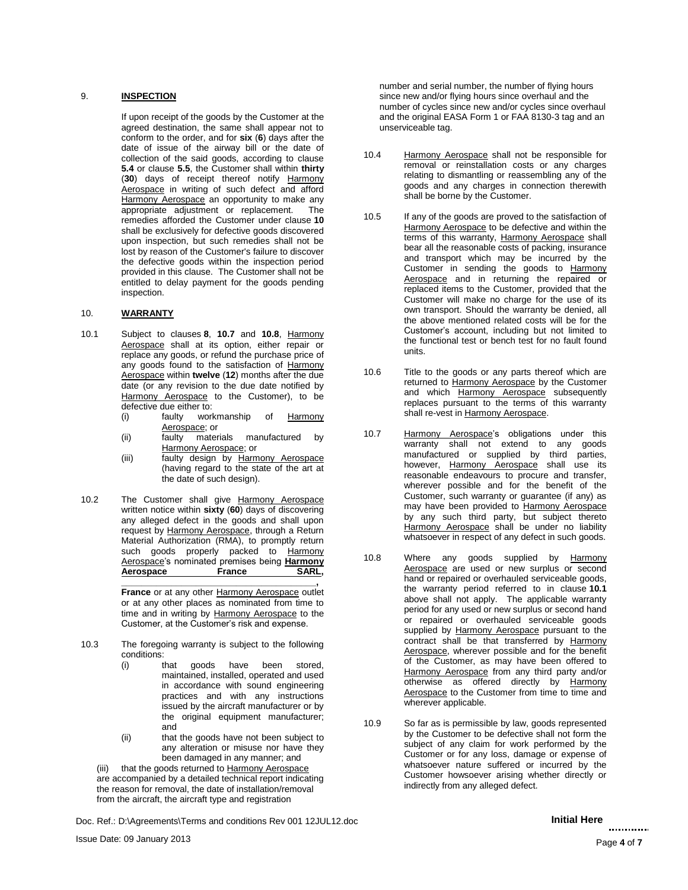## 9. INSPECTION

If upon receipt of the goods by the Customer at the agreed destination, the same shall appear not to conform to the order, and for **six** (**6**) days after the date of issue of the airway bill or the date of collection of the said goods, according to clause **5.4** or clause **5.5**, the Customer shall within **thirty** (**30**) days of receipt thereof notify Harmony Aerospace in writing of such defect and afford Harmony Aerospace an opportunity to make any appropriate adjustment or replacement. The remedies afforded the Customer under clause **10** shall be exclusively for defective goods discovered upon inspection, but such remedies shall not be lost by reason of the Customer's failure to discover the defective goods within the inspection period provided in this clause. The Customer shall not be entitled to delay payment for the goods pending inspection.

## 10. WARRANTY

10.1 Subject to clauses **8**, **10.7** and **10.8**, Harmony Aerospace shall at its option, either repair or replace any goods, or refund the purchase price of any goods found to the satisfaction of Harmony Aerospace within **twelve** (**12**) months after the due date (or any revision to the due date notified by Harmony Aerospace to the Customer), to be defective due either to:

- (i) faulty workmanship of Harmony Aerospace; or
- (ii) faulty materials manufactured by Harmony Aerospace; or
- (iii) faulty design by Harmony Aerospace (having regard to the state of the art at the date of such design).

10.2 The Customer shall give Harmony Aerospace written notice within **sixty** (**60**) days of discovering any alleged defect in the goods and shall upon request by Harmony Aerospace, through a Return Material Authorization (RMA), to promptly return such goods properly packed to Harmony Aerospace's nominated premises being **Harmony Aerospace France SARL, ______________________________, France** or at any other Harmony Aerospace outlet or at any other places as nominated from time to time and in writing by Harmony Aerospace to the Customer, at the Customer's risk and expense.

10.3 The foregoing warranty is subject to the following conditions:

- (i) that goods have been stored, maintained, installed, operated and used in accordance with sound engineering practices and with any instructions issued by the aircraft manufacturer or by the original equipment manufacturer; and
- (ii) that the goods have not been subject to any alteration or misuse nor have they been damaged in any manner; and
- (iii) that the goods returned to Harmony Aerospace are accompanied by a detailed technical report indicating the reason for removal, the date of installation/removal from the aircraft, the aircraft type and registration number and serial number, the number of flying hours since new and/or flying hours since overhaul and the number of cycles since new and/or cycles since overhaul and the original EASA Form 1 or FAA 8130-3 tag and an unserviceable tag.

10.4 Harmony Aerospace shall not be responsible for removal or reinstallation costs or any charges relating to dismantling or reassembling any of the goods and any charges in connection therewith shall be borne by the Customer.

10.5 If any of the goods are proved to the satisfaction of Harmony Aerospace to be defective and within the terms of this warranty, Harmony Aerospace shall bear all the reasonable costs of packing, insurance and transport which may be incurred by the Customer in sending the goods to Harmony Aerospace and in returning the repaired or replaced items to the Customer, provided that the Customer will make no charge for the use of its own transport. Should the warranty be denied, all the above mentioned related costs will be for the Customer's account, including but not limited to the functional test or bench test for no fault found units.

10.6 Title to the goods or any parts thereof which are returned to Harmony Aerospace by the Customer and which Harmony Aerospace subsequently replaces pursuant to the terms of this warranty shall re-vest in Harmony Aerospace.

10.7 Harmony Aerospace's obligations under this warranty shall not extend to any goods manufactured or supplied by third parties, however, Harmony Aerospace shall use its reasonable endeavours to procure and transfer, wherever possible and for the benefit of the Customer, such warranty or guarantee (if any) as may have been provided to Harmony Aerospace by any such third party, but subject thereto Harmony Aerospace shall be under no liability whatsoever in respect of any defect in such goods.

10.8 Where any goods supplied by Harmony Aerospace are used or new surplus or second hand or repaired or overhauled serviceable goods, the warranty period referred to in clause **10.1** above shall not apply. The applicable warranty period for any used or new surplus or second hand or repaired or overhauled serviceable goods supplied by Harmony Aerospace pursuant to the contract shall be that transferred by Harmony Aerospace, wherever possible and for the benefit of the Customer, as may have been offered to Harmony Aerospace from any third party and/or otherwise as offered directly by Harmony Aerospace to the Customer from time to time and wherever applicable.

10.9 So far as is permissible by law, goods represented by the Customer to be defective shall not form the subject of any claim for work performed by the Customer or for any loss, damage or expense of whatsoever nature suffered or incurred by the Customer howsoever arising whether directly or indirectly from any alleged defect.

Doc. Ref.: D:\Agreements\Terms and conditions Rev 001 12JUL12.doc

Issue Date: 09 January 2013

**Initial Here** ............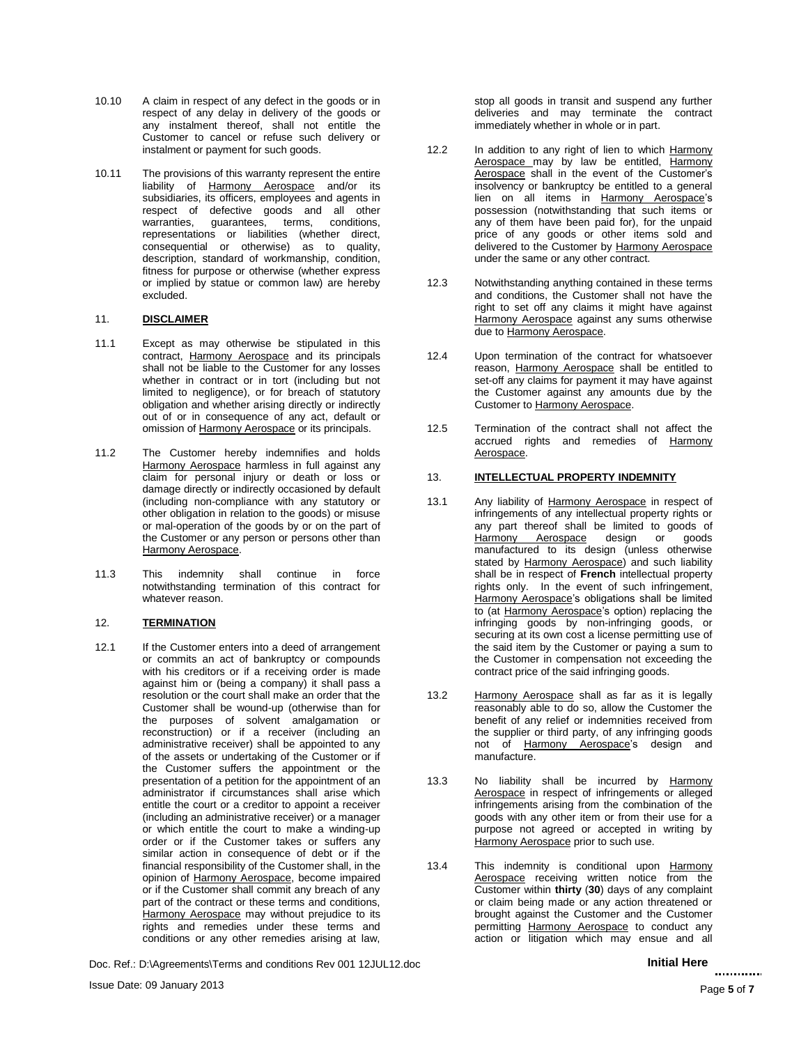10.10 A claim in respect of any defect in the goods or in respect of any delay in delivery of the goods or any instalment thereof, shall not entitle the Customer to cancel or refuse such delivery or instalment or payment for such goods.

10.11 The provisions of this warranty represent the entire liability of Harmony Aerospace and/or its subsidiaries, its officers, employees and agents in respect of defective goods and all other warranties, guarantees, terms, conditions, representations or liabilities (whether direct, consequential or otherwise) as to quality, description, standard of workmanship, condition, fitness for purpose or otherwise (whether express or implied by statue or common law) are hereby excluded.

## 11. DISCLAIMER

11.1 Except as may otherwise be stipulated in this contract, Harmony Aerospace and its principals shall not be liable to the Customer for any losses whether in contract or in tort (including but not limited to negligence), or for breach of statutory obligation and whether arising directly or indirectly out of or in consequence of any act, default or omission of Harmony Aerospace or its principals.

11.2 The Customer hereby indemnifies and holds Harmony Aerospace harmless in full against any claim for personal injury or death or loss or damage directly or indirectly occasioned by default (including non-compliance with any statutory or other obligation in relation to the goods) or misuse or mal-operation of the goods by or on the part of the Customer or any person or persons other than Harmony Aerospace.

11.3 This indemnity shall continue in force notwithstanding termination of this contract for whatever reason.

## 12. TERMINATION

12.1 If the Customer enters into a deed of arrangement or commits an act of bankruptcy or compounds with his creditors or if a receiving order is made against him or (being a company) it shall pass a resolution or the court shall make an order that the Customer shall be wound-up (otherwise than for the purposes of solvent amalgamation or reconstruction) or if a receiver (including an administrative receiver) shall be appointed to any of the assets or undertaking of the Customer or if the Customer suffers the appointment or the presentation of a petition for the appointment of an administrator if circumstances shall arise which entitle the court or a creditor to appoint a receiver (including an administrative receiver) or a manager or which entitle the court to make a winding-up order or if the Customer takes or suffers any similar action in consequence of debt or if the financial responsibility of the Customer shall, in the opinion of Harmony Aerospace, become impaired or if the Customer shall commit any breach of any part of the contract or these terms and conditions, Harmony Aerospace may without prejudice to its rights and remedies under these terms and conditions or any other remedies arising at law, stop all goods in transit and suspend any further deliveries and may terminate the contract immediately whether in whole or in part.

12.2 In addition to any right of lien to which Harmony Aerospace may by law be entitled, Harmony Aerospace shall in the event of the Customer's insolvency or bankruptcy be entitled to a general lien on all items in Harmony Aerospace's possession (notwithstanding that such items or any of them have been paid for), for the unpaid price of any goods or other items sold and delivered to the Customer by Harmony Aerospace under the same or any other contract.

12.3 Notwithstanding anything contained in these terms and conditions, the Customer shall not have the right to set off any claims it might have against Harmony Aerospace against any sums otherwise due to Harmony Aerospace.

12.4 Upon termination of the contract for whatsoever reason, Harmony Aerospace shall be entitled to set-off any claims for payment it may have against the Customer against any amounts due by the Customer to Harmony Aerospace.

12.5 Termination of the contract shall not affect the accrued rights and remedies of Harmony Aerospace.

## 13. INTELLECTUAL PROPERTY INDEMNITY

13.1 Any liability of Harmony Aerospace in respect of infringements of any intellectual property rights or any part thereof shall be limited to goods of Harmony Aerospace design or goods manufactured to its design (unless otherwise stated by Harmony Aerospace) and such liability shall be in respect of **French** intellectual property rights only. In the event of such infringement, Harmony Aerospace's obligations shall be limited to (at Harmony Aerospace's option) replacing the infringing goods by non-infringing goods, or securing at its own cost a license permitting use of the said item by the Customer or paying a sum to the Customer in compensation not exceeding the contract price of the said infringing goods.

13.2 Harmony Aerospace shall as far as it is legally reasonably able to do so, allow the Customer the benefit of any relief or indemnities received from the supplier or third party, of any infringing goods not of Harmony Aerospace's design and manufacture.

13.3 No liability shall be incurred by Harmony Aerospace in respect of infringements or alleged infringements arising from the combination of the goods with any other item or from their use for a purpose not agreed or accepted in writing by Harmony Aerospace prior to such use.

13.4 This indemnity is conditional upon Harmony Aerospace receiving written notice from the Customer within **thirty** (**30**) days of any complaint or claim being made or any action threatened or brought against the Customer and the Customer permitting Harmony Aerospace to conduct any action or litigation which may ensue and all

**Initial Here** ............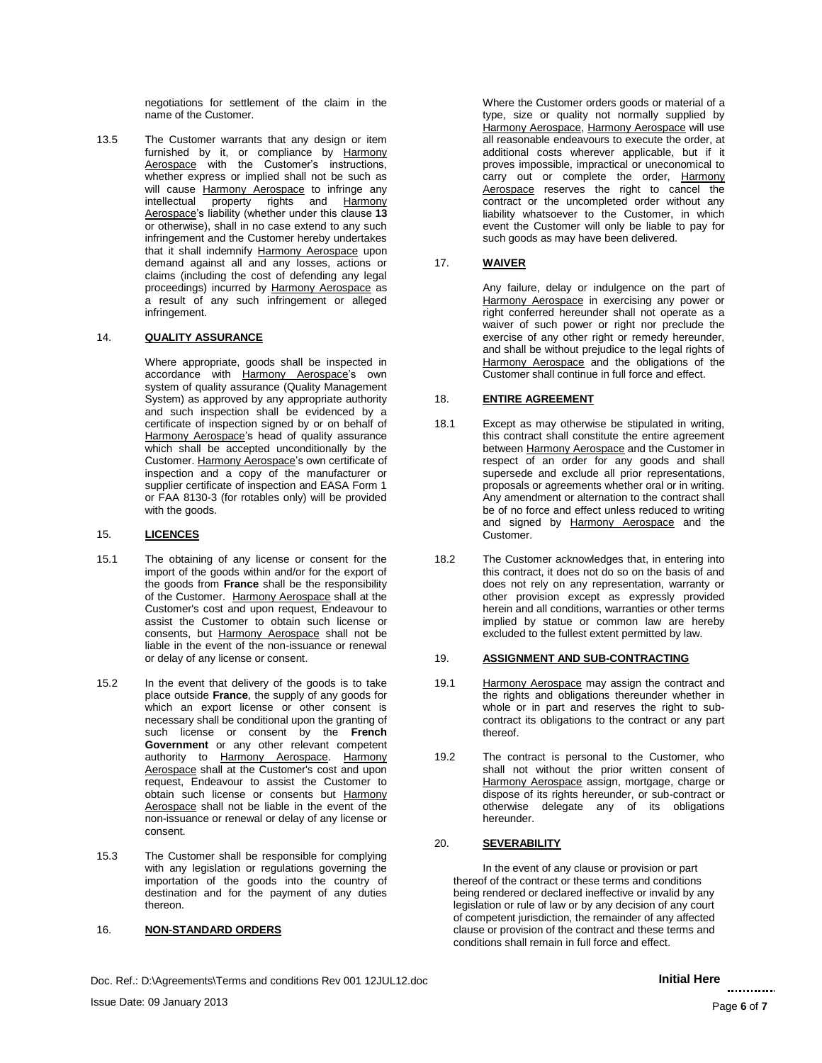negotiations for settlement of the claim in the name of the Customer.

13.5 The Customer warrants that any design or item furnished by it, or compliance by Harmony Aerospace with the Customer's instructions, whether express or implied shall not be such as will cause Harmony Aerospace to infringe any intellectual property rights and Harmony Aerospace's liability (whether under this clause **13** or otherwise), shall in no case extend to any such infringement and the Customer hereby undertakes that it shall indemnify Harmony Aerospace upon demand against all and any losses, actions or claims (including the cost of defending any legal proceedings) incurred by Harmony Aerospace as a result of any such infringement or alleged infringement.

## 14. QUALITY ASSURANCE

Where appropriate, goods shall be inspected in accordance with Harmony Aerospace's own system of quality assurance (Quality Management System) as approved by any appropriate authority and such inspection shall be evidenced by a certificate of inspection signed by or on behalf of Harmony Aerospace's head of quality assurance which shall be accepted unconditionally by the Customer. Harmony Aerospace's own certificate of inspection and a copy of the manufacturer or supplier certificate of inspection and EASA Form 1 or FAA 8130-3 (for rotables only) will be provided with the goods.

## 15. LICENCES

15.1 The obtaining of any license or consent for the import of the goods within and/or for the export of the goods from **France** shall be the responsibility of the Customer. Harmony Aerospace shall at the Customer's cost and upon request, Endeavour to assist the Customer to obtain such license or consents, but Harmony Aerospace shall not be liable in the event of the non-issuance or renewal or delay of any license or consent.

15.2 In the event that delivery of the goods is to take place outside **France**, the supply of any goods for which an export license or other consent is necessary shall be conditional upon the granting of such license or consent by the **French Government** or any other relevant competent authority to Harmony Aerospace. Harmony Aerospace shall at the Customer's cost and upon request, Endeavour to assist the Customer to obtain such license or consents but Harmony Aerospace shall not be liable in the event of the non-issuance or renewal or delay of any license or consent.

15.3 The Customer shall be responsible for complying with any legislation or regulations governing the importation of the goods into the country of destination and for the payment of any duties thereon.

## 16. NON-STANDARD ORDERS

Where the Customer orders goods or material of a type, size or quality not normally supplied by Harmony Aerospace, Harmony Aerospace will use all reasonable endeavours to execute the order, at additional costs wherever applicable, but if it proves impossible, impractical or uneconomical to carry out or complete the order, Harmony Aerospace reserves the right to cancel the contract or the uncompleted order without any liability whatsoever to the Customer, in which event the Customer will only be liable to pay for such goods as may have been delivered.

## 17. WAIVER

Any failure, delay or indulgence on the part of Harmony Aerospace in exercising any power or right conferred hereunder shall not operate as a waiver of such power or right nor preclude the exercise of any other right or remedy hereunder, and shall be without prejudice to the legal rights of Harmony Aerospace and the obligations of the Customer shall continue in full force and effect.

## 18. ENTIRE AGREEMENT

18.1 Except as may otherwise be stipulated in writing, this contract shall constitute the entire agreement between Harmony Aerospace and the Customer in respect of an order for any goods and shall supersede and exclude all prior representations, proposals or agreements whether oral or in writing. Any amendment or alternation to the contract shall be of no force and effect unless reduced to writing and signed by Harmony Aerospace and the Customer.

18.2 The Customer acknowledges that, in entering into this contract, it does not do so on the basis of and does not rely on any representation, warranty or other provision except as expressly provided herein and all conditions, warranties or other terms implied by statue or common law are hereby excluded to the fullest extent permitted by law.

## 19. ASSIGNMENT AND SUB-CONTRACTING

19.1 Harmony Aerospace may assign the contract and the rights and obligations thereunder whether in whole or in part and reserves the right to sub-contract its obligations to the contract or any part thereof.

19.2 The contract is personal to the Customer, who shall not without the prior written consent of Harmony Aerospace assign, mortgage, charge or dispose of its rights hereunder, or sub-contract or otherwise delegate any of its obligations hereunder.

## 20. SEVERABILITY

In the event of any clause or provision or part thereof of the contract or these terms and conditions being rendered or declared ineffective or invalid by any legislation or rule of law or by any decision of any court of competent jurisdiction, the remainder of any affected clause or provision of the contract and these terms and conditions shall remain in full force and effect.

Doc. Ref.: D:\Agreements\Terms and conditions Rev 001 12JUL12.doc

Issue Date: 09 January 2013

**Initial Here** ............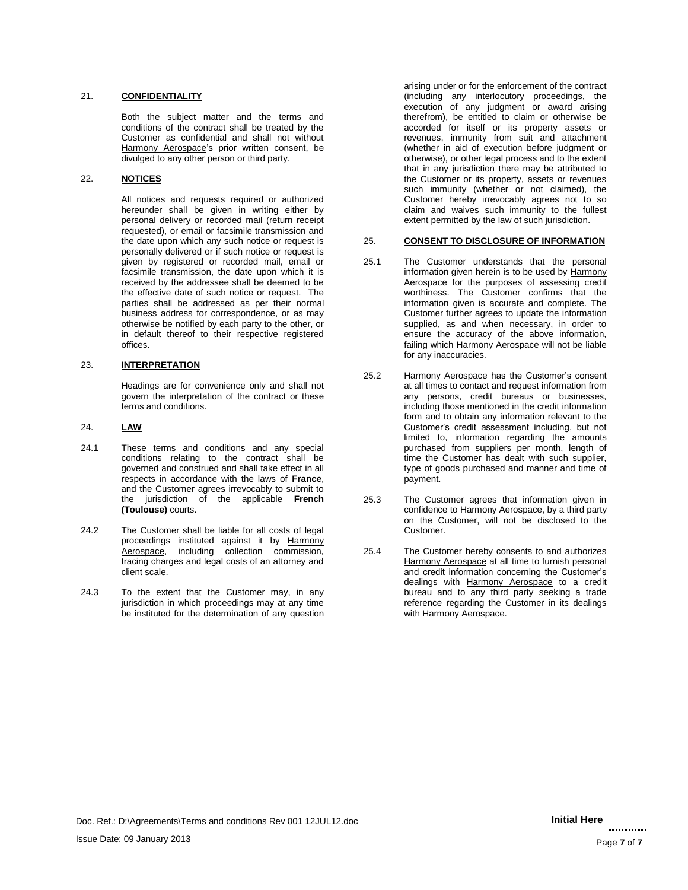## 21. **CONFIDENTIALITY**

Both the subject matter and the terms and conditions of the contract shall be treated by the Customer as confidential and shall not without Harmony Aerospace's prior written consent, be divulged to any other person or third party.

## 22. **NOTICES**

All notices and requests required or authorized hereunder shall be given in writing either by personal delivery or recorded mail (return receipt requested), or email or facsimile transmission and the date upon which any such notice or request is personally delivered or if such notice or request is given by registered or recorded mail, email or facsimile transmission, the date upon which it is received by the addressee shall be deemed to be the effective date of such notice or request. The parties shall be addressed as per their normal business address for correspondence, or as may otherwise be notified by each party to the other, or in default thereof to their respective registered offices.

## 23. **INTERPRETATION**

Headings are for convenience only and shall not govern the interpretation of the contract or these terms and conditions.

## 24. **LAW**

24.1 These terms and conditions and any special conditions relating to the contract shall be governed and construed and shall take effect in all respects in accordance with the laws of **France**, and the Customer agrees irrevocably to submit to the jurisdiction of the applicable **French (Toulouse)** courts.

24.2 The Customer shall be liable for all costs of legal proceedings instituted against it by Harmony Aerospace, including collection commission, tracing charges and legal costs of an attorney and client scale.

24.3 To the extent that the Customer may, in any jurisdiction in which proceedings may at any time be instituted for the determination of any question arising under or for the enforcement of the contract (including any interlocutory proceedings, the execution of any judgment or award arising therefrom), be entitled to claim or otherwise be accorded for itself or its property assets or revenues, immunity from suit and attachment (whether in aid of execution before judgment or otherwise), or other legal process and to the extent that in any jurisdiction there may be attributed to the Customer or its property, assets or revenues such immunity (whether or not claimed), the Customer hereby irrevocably agrees not to so claim and waives such immunity to the fullest extent permitted by the law of such jurisdiction.

## 25. **CONSENT TO DISCLOSURE OF INFORMATION**

25.1 The Customer understands that the personal information given herein is to be used by Harmony Aerospace for the purposes of assessing credit worthiness. The Customer confirms that the information given is accurate and complete. The Customer further agrees to update the information supplied, as and when necessary, in order to ensure the accuracy of the above information, failing which Harmony Aerospace will not be liable for any inaccuracies.

25.2 Harmony Aerospace has the Customer's consent at all times to contact and request information from any persons, credit bureaus or businesses, including those mentioned in the credit information form and to obtain any information relevant to the Customer's credit assessment including, but not limited to, information regarding the amounts purchased from suppliers per month, length of time the Customer has dealt with such supplier, type of goods purchased and manner and time of payment.

25.3 The Customer agrees that information given in confidence to Harmony Aerospace, by a third party on the Customer, will not be disclosed to the Customer.

25.4 The Customer hereby consents to and authorizes Harmony Aerospace at all time to furnish personal and credit information concerning the Customer's dealings with Harmony Aerospace to a credit bureau and to any third party seeking a trade reference regarding the Customer in its dealings with Harmony Aerospace.

Doc. Ref.: D:\Agreements\Terms and conditions Rev 001 12JUL12.doc

Issue Date: 09 January 2013

**Initial Here** ............